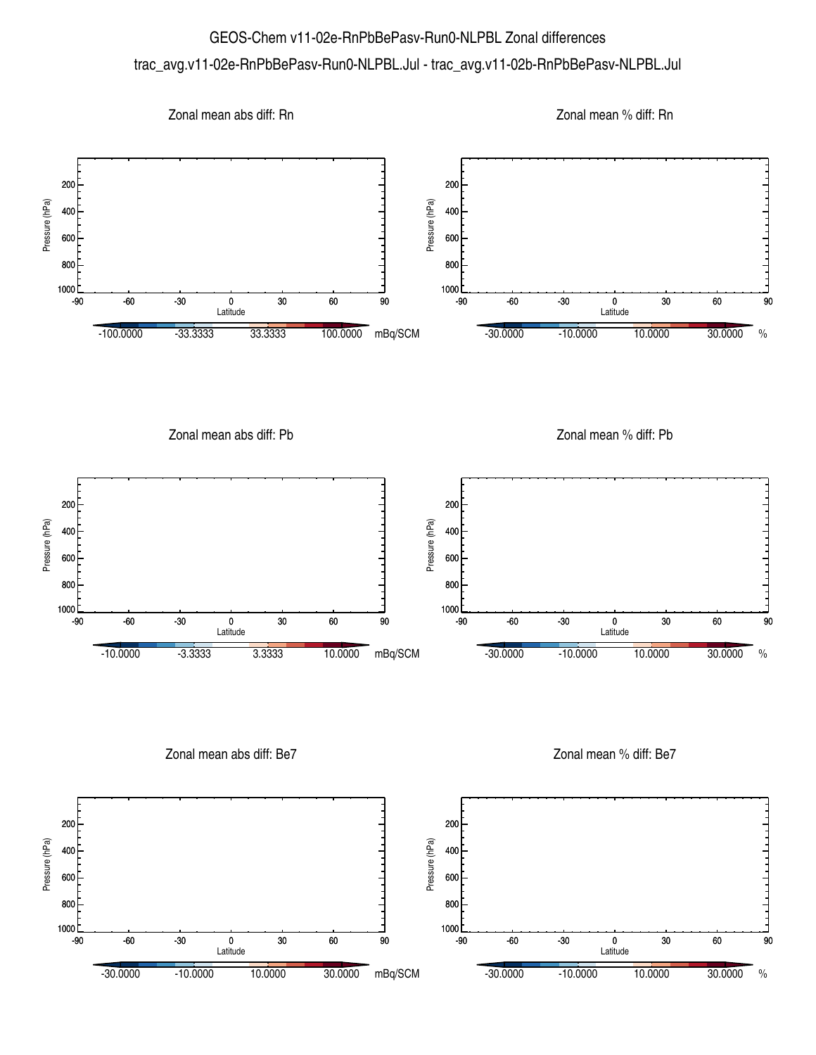# GEOS-Chem v11-02e-RnPbBePasv-Run0-NLPBL Zonal differences

## trac_avg.v11-02e-RnPbBePasv-Run0-NLPBL.Jul - trac_avg.v11-02b-RnPbBePasv-NLPBL.Jul

### Zonal mean abs diff: Rn

Pressure (hPa): 200, 400, 600, 800, 1000

Latitude: -90, -60, -30, 0, 30, 60, 90

-100.0000 | -33.3333 | 33.3333 | 100.0000 mBq/SCM

### Zonal mean % diff: Rn

Pressure (hPa): 200, 400, 600, 800, 1000

Latitude: -90, -60, -30, 0, 30, 60, 90

-30.0000 | -10.0000 | 10.0000 | 30.0000 %

### Zonal mean abs diff: Pb

Pressure (hPa): 200, 400, 600, 800, 1000

Latitude: -90, -60, -30, 0, 30, 60, 90

-10.0000 | -3.3333 | 3.3333 | 10.0000 mBq/SCM

### Zonal mean % diff: Pb

Pressure (hPa): 200, 400, 600, 800, 1000

Latitude: -90, -60, -30, 0, 30, 60, 90

-30.0000 | -10.0000 | 10.0000 | 30.0000 %

### Zonal mean abs diff: Be7

Pressure (hPa): 200, 400, 600, 800, 1000

Latitude: -90, -60, -30, 0, 30, 60, 90

-30.0000 | -10.0000 | 10.0000 | 30.0000 mBq/SCM

### Zonal mean % diff: Be7

Pressure (hPa): 200, 400, 600, 800, 1000

Latitude: -90, -60, -30, 0, 30, 60, 90

-30.0000 | -10.0000 | 10.0000 | 30.0000 %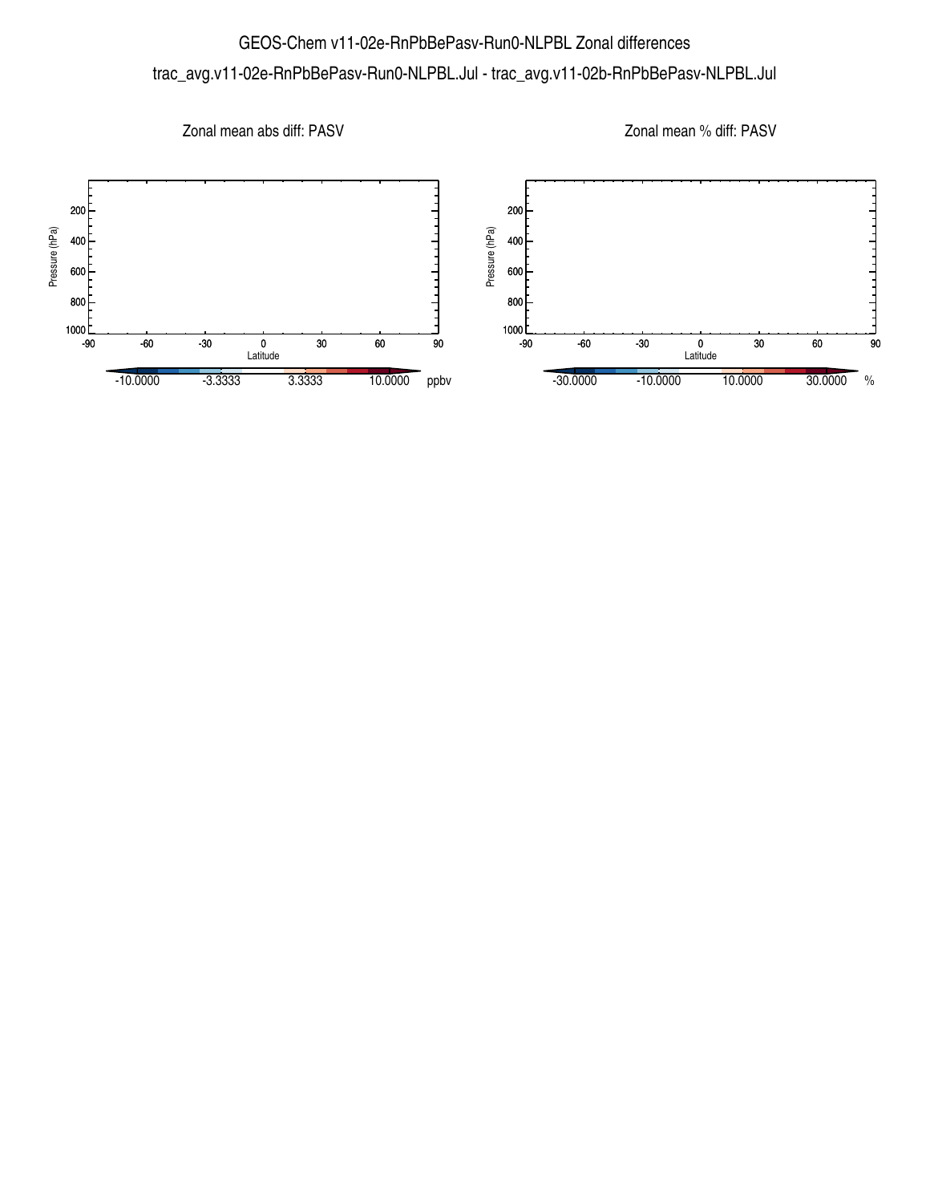GEOS-Chem v11-02e-RnPbBePasv-Run0-NLPBL Zonal differences

trac_avg.v11-02e-RnPbBePasv-Run0-NLPBL.Jul - trac_avg.v11-02b-RnPbBePasv-NLPBL.Jul

Zonal mean abs diff: PASV

Pressure (hPa)

200
400
600
800
1000

-90 -60 -30 0 30 60 90

Latitude

-10.0000 -3.3333 3.3333 10.0000 ppbv

Zonal mean % diff: PASV

Pressure (hPa)

200
400
600
800
1000

-90 -60 -30 0 30 60 90

Latitude

-30.0000 -10.0000 10.0000 30.0000 %